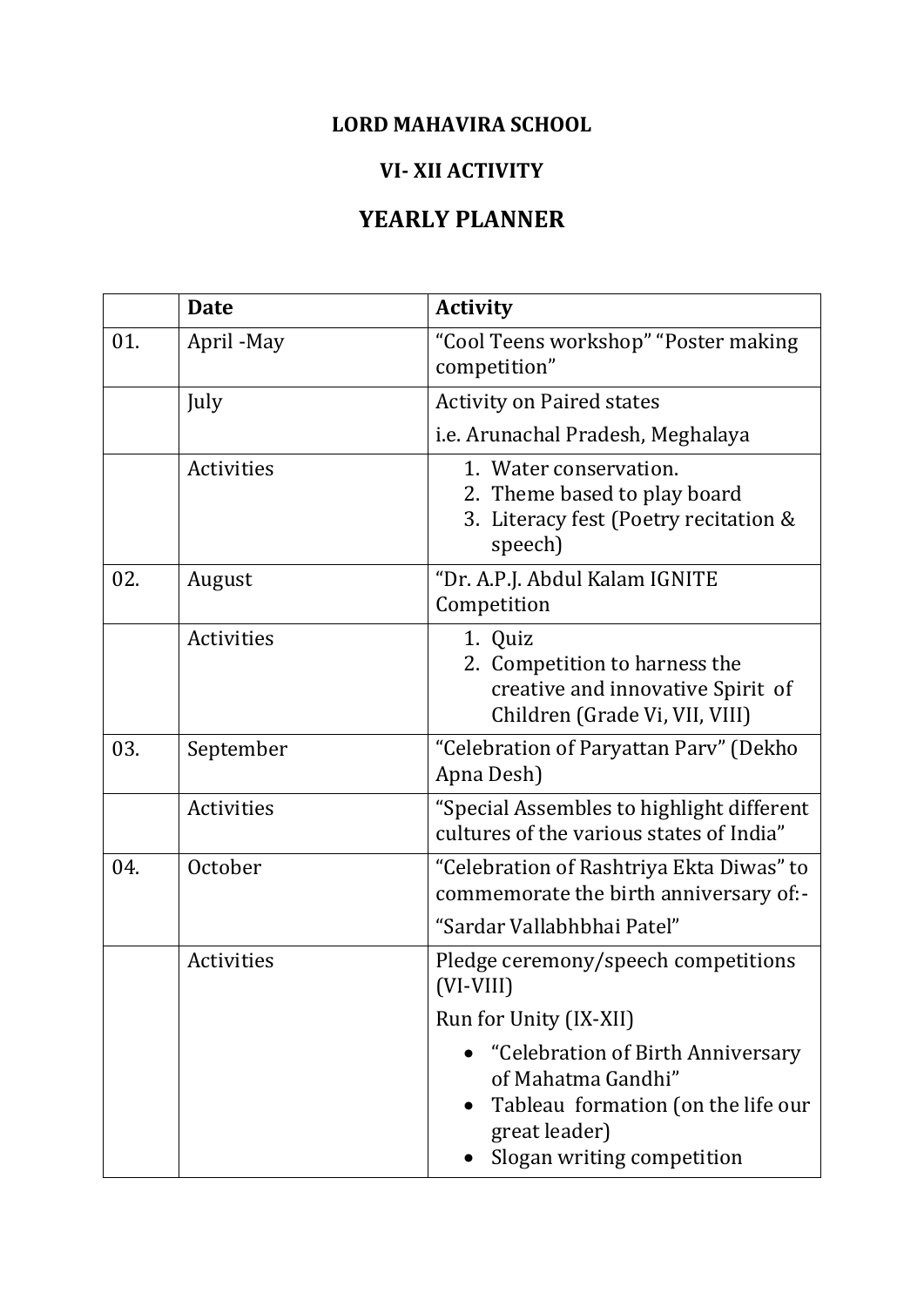**LORD MAHAVIRA SCHOOL**

**VI- XII ACTIVITY**

## YEARLY PLANNER

| | **Date** | **Activity** |
|---|---|---|
| 01. | April -May | "Cool Teens workshop" "Poster making competition" |
| | July | Activity on Paired states<br>i.e. Arunachal Pradesh, Meghalaya |
| | Activities | 1. Water conservation.<br>2. Theme based to play board<br>3. Literacy fest (Poetry recitation & speech) |
| 02. | August | "Dr. A.P.J. Abdul Kalam IGNITE Competition |
| | Activities | 1. Quiz<br>2. Competition to harness the creative and innovative Spirit of Children (Grade Vi, VII, VIII) |
| 03. | September | "Celebration of Paryattan Parv" (Dekho Apna Desh) |
| | Activities | "Special Assembles to highlight different cultures of the various states of India" |
| 04. | October | "Celebration of Rashtriya Ekta Diwas" to commemorate the birth anniversary of:-<br>"Sardar Vallabhbhai Patel" |
| | Activities | Pledge ceremony/speech competitions (VI-VIII)<br>Run for Unity (IX-XII)<br>• "Celebration of Birth Anniversary of Mahatma Gandhi"<br>• Tableau formation (on the life our great leader)<br>• Slogan writing competition |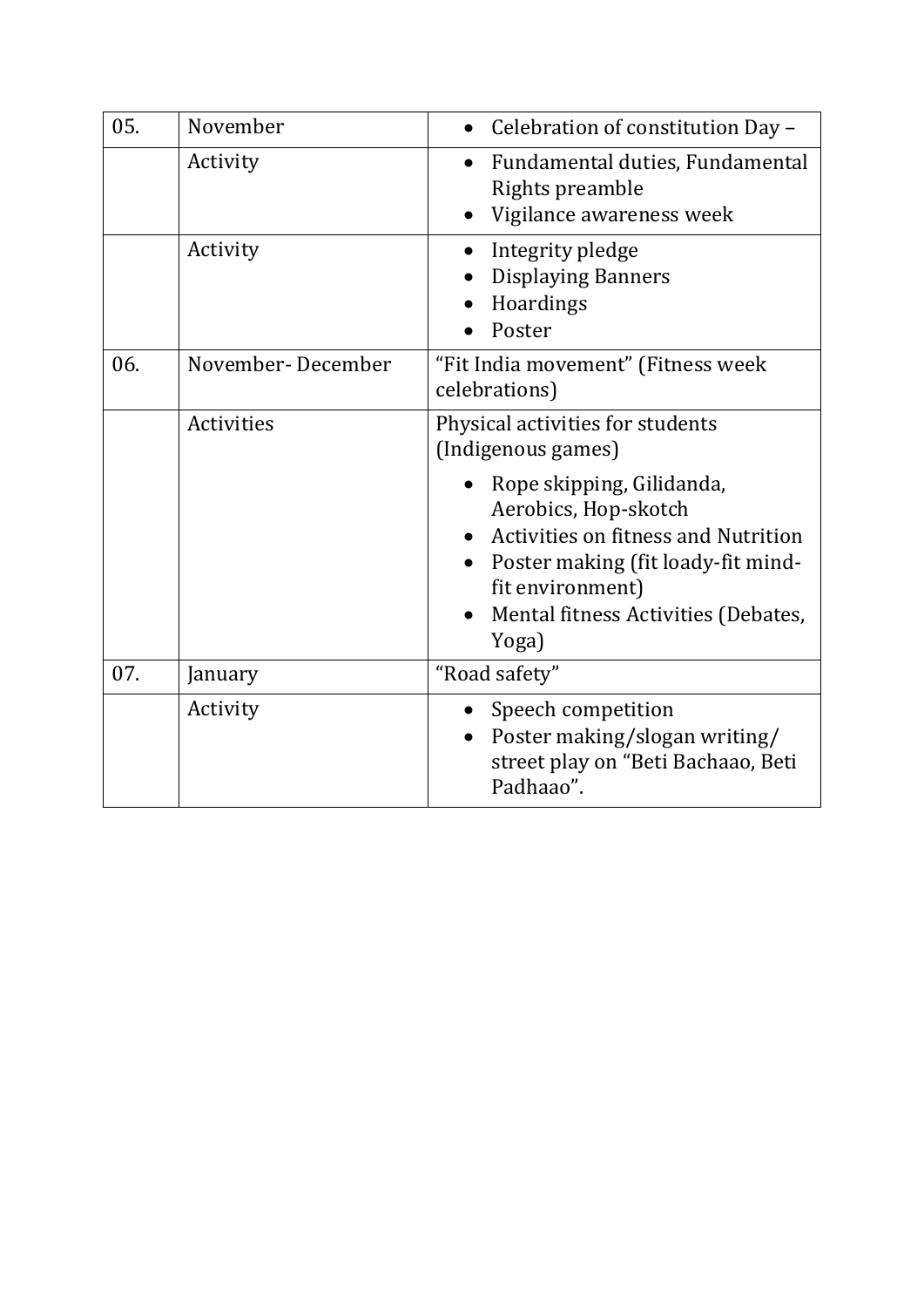| | | |
|---|---|---|
| 05. | November | • Celebration of constitution Day – |
| | Activity | • Fundamental duties, Fundamental Rights preamble<br>• Vigilance awareness week |
| | Activity | • Integrity pledge<br>• Displaying Banners<br>• Hoardings<br>• Poster |
| 06. | November- December | "Fit India movement" (Fitness week celebrations) |
| | Activities | Physical activities for students (Indigenous games)<br>• Rope skipping, Gilidanda, Aerobics, Hop-skotch<br>• Activities on fitness and Nutrition<br>• Poster making (fit loady-fit mind-fit environment)<br>• Mental fitness Activities (Debates, Yoga) |
| 07. | January | "Road safety" |
| | Activity | • Speech competition<br>• Poster making/slogan writing/ street play on "Beti Bachaao, Beti Padhaao". |